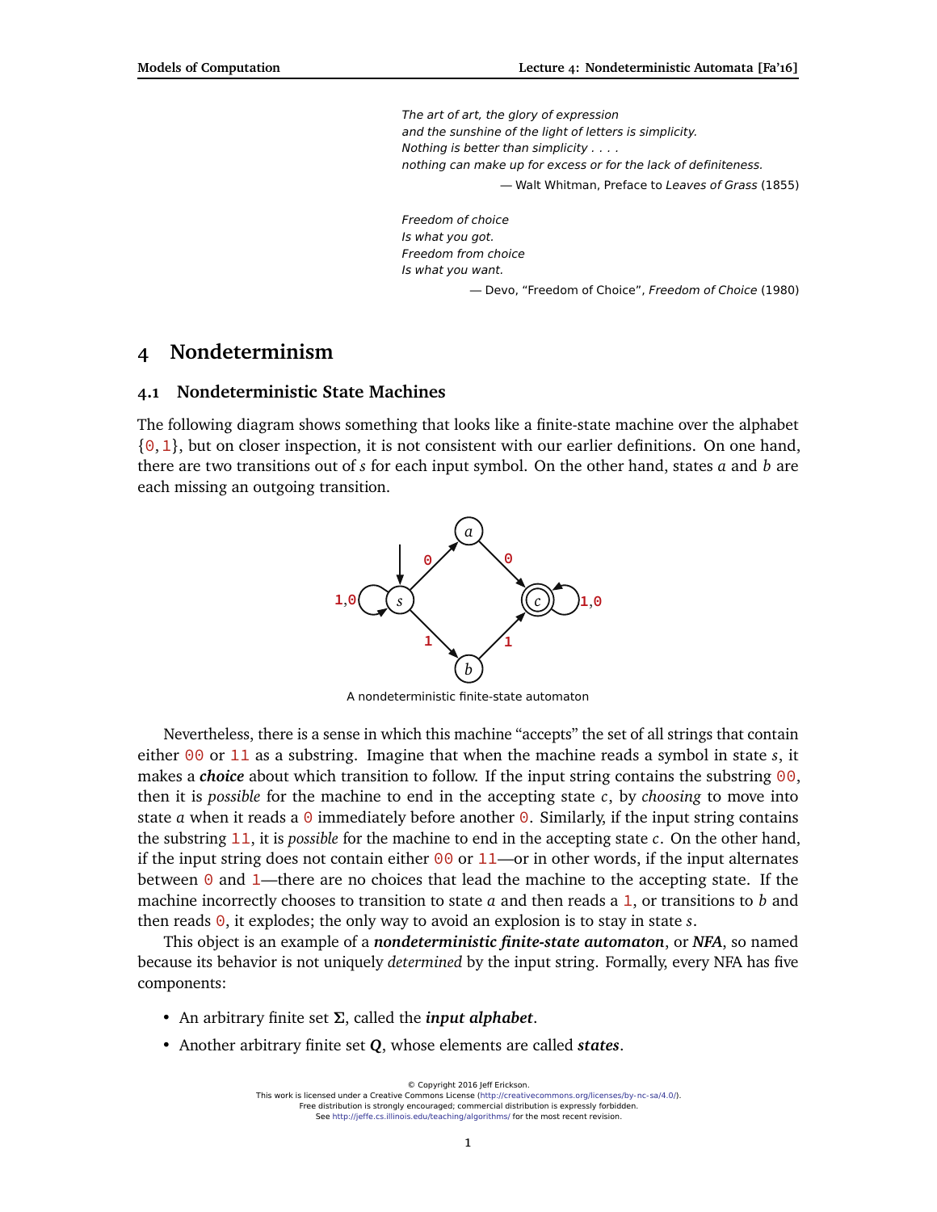> *The art of art, the glory of expression*
> *and the sunshine of the light of letters is simplicity.*
> *Nothing is better than simplicity . . . .*
> *nothing can make up for excess or for the lack of definiteness.*
>
> — Walt Whitman, Preface to *Leaves of Grass* (1855)

> *Freedom of choice*
> *Is what you got.*
> *Freedom from choice*
> *Is what you want.*
>
> — Devo, "Freedom of Choice", *Freedom of Choice* (1980)

# 4 Nondeterminism

## 4.1 Nondeterministic State Machines

The following diagram shows something that looks like a finite-state machine over the alphabet $\{0, 1\}$, but on closer inspection, it is not consistent with our earlier definitions. On one hand, there are two transitions out of $s$ for each input symbol. On the other hand, states $a$ and $b$ are each missing an outgoing transition.

A nondeterministic finite-state automaton

Nevertheless, there is a sense in which this machine "accepts" the set of all strings that contain either 00 or 11 as a substring. Imagine that when the machine reads a symbol in state $s$, it makes a ***choice*** about which transition to follow. If the input string contains the substring 00, then it is *possible* for the machine to end in the accepting state $c$, by *choosing* to move into state $a$ when it reads a 0 immediately before another 0. Similarly, if the input string contains the substring 11, it is *possible* for the machine to end in the accepting state $c$. On the other hand, if the input string does not contain either 00 or 11—or in other words, if the input alternates between 0 and 1—there are no choices that lead the machine to the accepting state. If the machine incorrectly chooses to transition to state $a$ and then reads a 1, or transitions to $b$ and then reads 0, it explodes; the only way to avoid an explosion is to stay in state $s$.

This object is an example of a ***nondeterministic finite-state automaton***, or ***NFA***, so named because its behavior is not uniquely *determined* by the input string. Formally, every NFA has five components:

- An arbitrary finite set $\mathbf{\Sigma}$, called the ***input alphabet***.
- Another arbitrary finite set $\boldsymbol{Q}$, whose elements are called ***states***.

© Copyright 2016 Jeff Erickson.
This work is licensed under a Creative Commons License (http://creativecommons.org/licenses/by-nc-sa/4.0/).
Free distribution is strongly encouraged; commercial distribution is expressly forbidden.
See http://jeffe.cs.illinois.edu/teaching/algorithms/ for the most recent revision.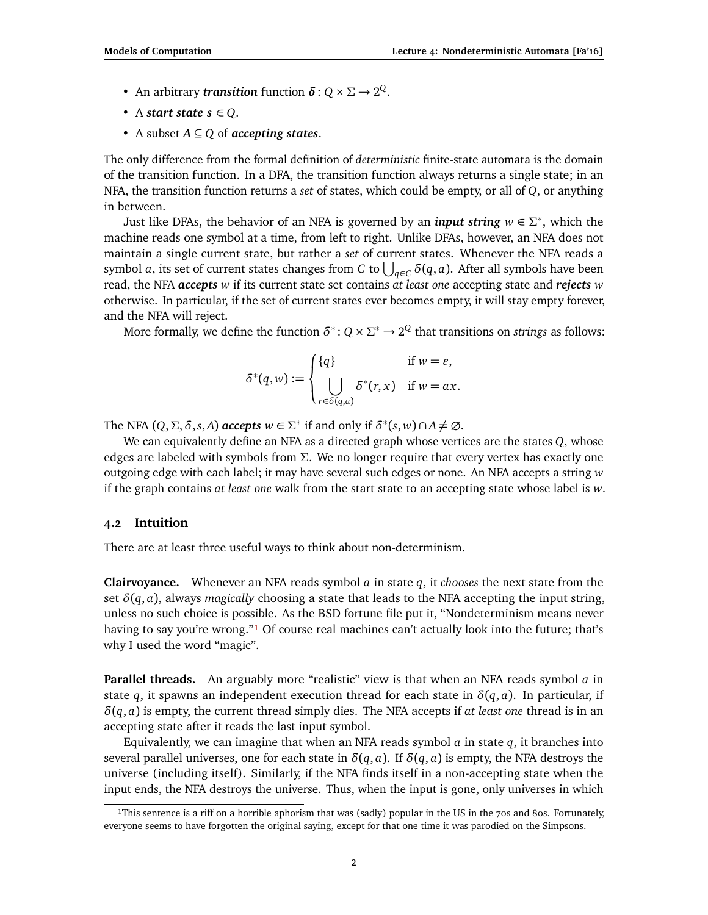- An arbitrary ***transition*** function $\boldsymbol{\delta}: Q \times \Sigma \to 2^Q$.
- A ***start state*** $\boldsymbol{s} \in Q$.
- A subset $\boldsymbol{A} \subseteq Q$ of ***accepting states***.

The only difference from the formal definition of *deterministic* finite-state automata is the domain of the transition function. In a DFA, the transition function always returns a single state; in an NFA, the transition function returns a *set* of states, which could be empty, or all of $Q$, or anything in between.

Just like DFAs, the behavior of an NFA is governed by an ***input string*** $w \in \Sigma^*$, which the machine reads one symbol at a time, from left to right. Unlike DFAs, however, an NFA does not maintain a single current state, but rather a *set* of current states. Whenever the NFA reads a symbol $a$, its set of current states changes from $C$ to $\bigcup_{q \in C} \delta(q, a)$. After all symbols have been read, the NFA ***accepts*** $w$ if its current state set contains *at least one* accepting state and ***rejects*** $w$ otherwise. In particular, if the set of current states ever becomes empty, it will stay empty forever, and the NFA will reject.

More formally, we define the function $\delta^*: Q \times \Sigma^* \to 2^Q$ that transitions on *strings* as follows:

$$
\delta^*(q, w) := \begin{cases} \{q\} & \text{if } w = \varepsilon, \\ \displaystyle\bigcup_{r \in \delta(q,a)} \delta^*(r, x) & \text{if } w = ax. \end{cases}
$$

The NFA $(Q, \Sigma, \delta, s, A)$ ***accepts*** $w \in \Sigma^*$ if and only if $\delta^*(s, w) \cap A \neq \varnothing$.

We can equivalently define an NFA as a directed graph whose vertices are the states $Q$, whose edges are labeled with symbols from $\Sigma$. We no longer require that every vertex has exactly one outgoing edge with each label; it may have several such edges or none. An NFA accepts a string $w$ if the graph contains *at least one* walk from the start state to an accepting state whose label is $w$.

## 4.2 Intuition

There are at least three useful ways to think about non-determinism.

**Clairvoyance.** Whenever an NFA reads symbol $a$ in state $q$, it *chooses* the next state from the set $\delta(q, a)$, always *magically* choosing a state that leads to the NFA accepting the input string, unless no such choice is possible. As the BSD fortune file put it, "Nondeterminism means never having to say you're wrong."[1] Of course real machines can't actually look into the future; that's why I used the word "magic".

**Parallel threads.** An arguably more "realistic" view is that when an NFA reads symbol $a$ in state $q$, it spawns an independent execution thread for each state in $\delta(q, a)$. In particular, if $\delta(q, a)$ is empty, the current thread simply dies. The NFA accepts if *at least one* thread is in an accepting state after it reads the last input symbol.

Equivalently, we can imagine that when an NFA reads symbol $a$ in state $q$, it branches into several parallel universes, one for each state in $\delta(q, a)$. If $\delta(q, a)$ is empty, the NFA destroys the universe (including itself). Similarly, if the NFA finds itself in a non-accepting state when the input ends, the NFA destroys the universe. Thus, when the input is gone, only universes in which

[1] This sentence is a riff on a horrible aphorism that was (sadly) popular in the US in the 70s and 80s. Fortunately, everyone seems to have forgotten the original saying, except for that one time it was parodied on the Simpsons.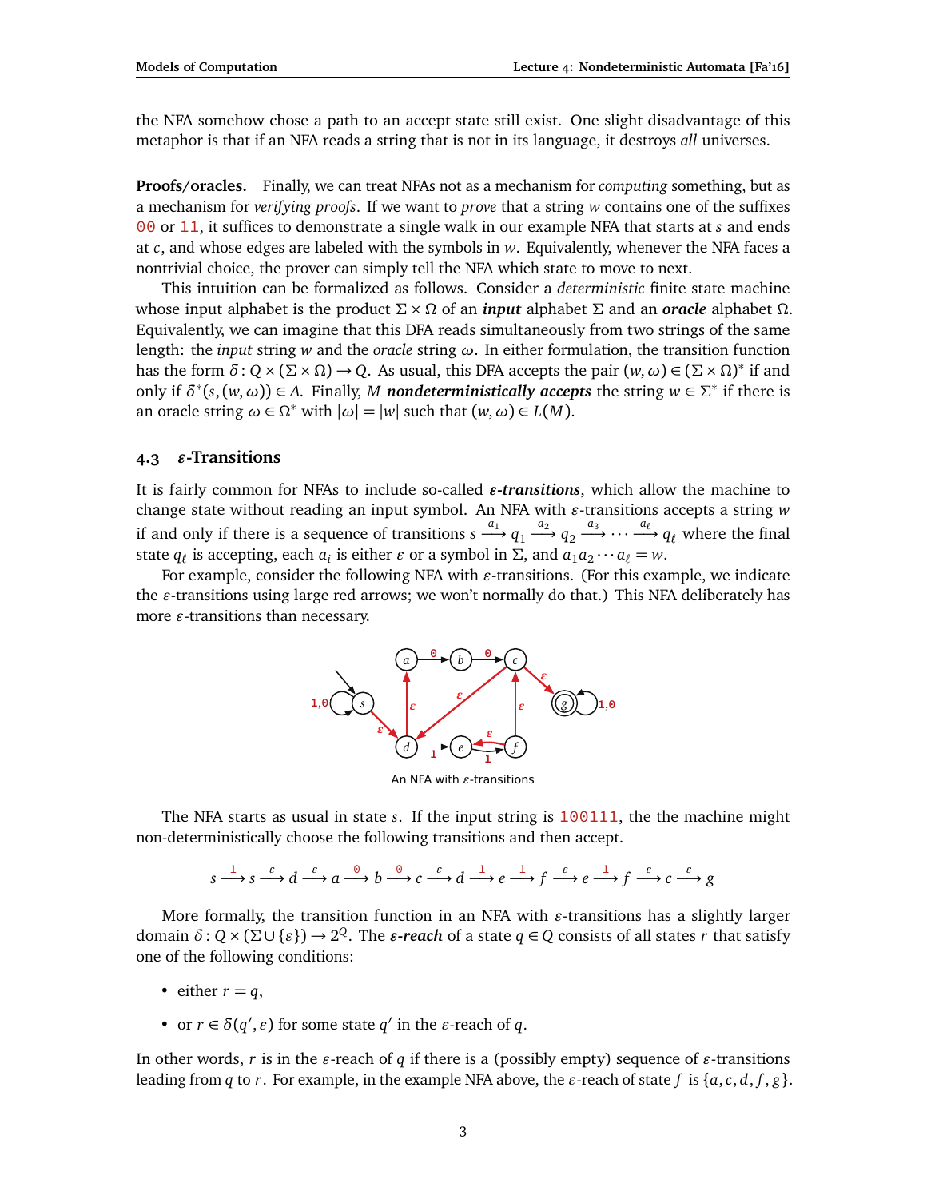the NFA somehow chose a path to an accept state still exist. One slight disadvantage of this metaphor is that if an NFA reads a string that is not in its language, it destroys *all* universes.

**Proofs/oracles.** Finally, we can treat NFAs not as a mechanism for *computing* something, but as a mechanism for *verifying proofs*. If we want to *prove* that a string $w$ contains one of the suffixes `00` or `11`, it suffices to demonstrate a single walk in our example NFA that starts at $s$ and ends at $c$, and whose edges are labeled with the symbols in $w$. Equivalently, whenever the NFA faces a nontrivial choice, the prover can simply tell the NFA which state to move to next.

This intuition can be formalized as follows. Consider a *deterministic* finite state machine whose input alphabet is the product $\Sigma \times \Omega$ of an ***input*** alphabet $\Sigma$ and an ***oracle*** alphabet $\Omega$. Equivalently, we can imagine that this DFA reads simultaneously from two strings of the same length: the *input* string $w$ and the *oracle* string $\omega$. In either formulation, the transition function has the form $\delta \colon Q \times (\Sigma \times \Omega) \to Q$. As usual, this DFA accepts the pair $(w, \omega) \in (\Sigma \times \Omega)^*$ if and only if $\delta^*(s, (w, \omega)) \in A$. Finally, $M$ ***nondeterministically accepts*** the string $w \in \Sigma^*$ if there is an oracle string $\omega \in \Omega^*$ with $|\omega| = |w|$ such that $(w, \omega) \in L(M)$.

## 4.3 $\varepsilon$-Transitions

It is fairly common for NFAs to include so-called ***$\varepsilon$-transitions***, which allow the machine to change state without reading an input symbol. An NFA with $\varepsilon$-transitions accepts a string $w$ if and only if there is a sequence of transitions $s \xrightarrow{a_1} q_1 \xrightarrow{a_2} q_2 \xrightarrow{a_3} \cdots \xrightarrow{a_\ell} q_\ell$ where the final state $q_\ell$ is accepting, each $a_i$ is either $\varepsilon$ or a symbol in $\Sigma$, and $a_1 a_2 \cdots a_\ell = w$.

For example, consider the following NFA with $\varepsilon$-transitions. (For this example, we indicate the $\varepsilon$-transitions using large red arrows; we won't normally do that.) This NFA deliberately has more $\varepsilon$-transitions than necessary.

An NFA with $\varepsilon$-transitions

The NFA starts as usual in state $s$. If the input string is `100111`, the the machine might non-deterministically choose the following transitions and then accept.

$$s \xrightarrow{1} s \xrightarrow{\varepsilon} d \xrightarrow{\varepsilon} a \xrightarrow{0} b \xrightarrow{0} c \xrightarrow{\varepsilon} d \xrightarrow{1} e \xrightarrow{1} f \xrightarrow{\varepsilon} e \xrightarrow{1} f \xrightarrow{\varepsilon} c \xrightarrow{\varepsilon} g$$

More formally, the transition function in an NFA with $\varepsilon$-transitions has a slightly larger domain $\delta \colon Q \times (\Sigma \cup \{\varepsilon\}) \to 2^Q$. The ***$\varepsilon$-reach*** of a state $q \in Q$ consists of all states $r$ that satisfy one of the following conditions:

- either $r = q$,
- or $r \in \delta(q', \varepsilon)$ for some state $q'$ in the $\varepsilon$-reach of $q$.

In other words, $r$ is in the $\varepsilon$-reach of $q$ if there is a (possibly empty) sequence of $\varepsilon$-transitions leading from $q$ to $r$. For example, in the example NFA above, the $\varepsilon$-reach of state $f$ is $\{a, c, d, f, g\}$.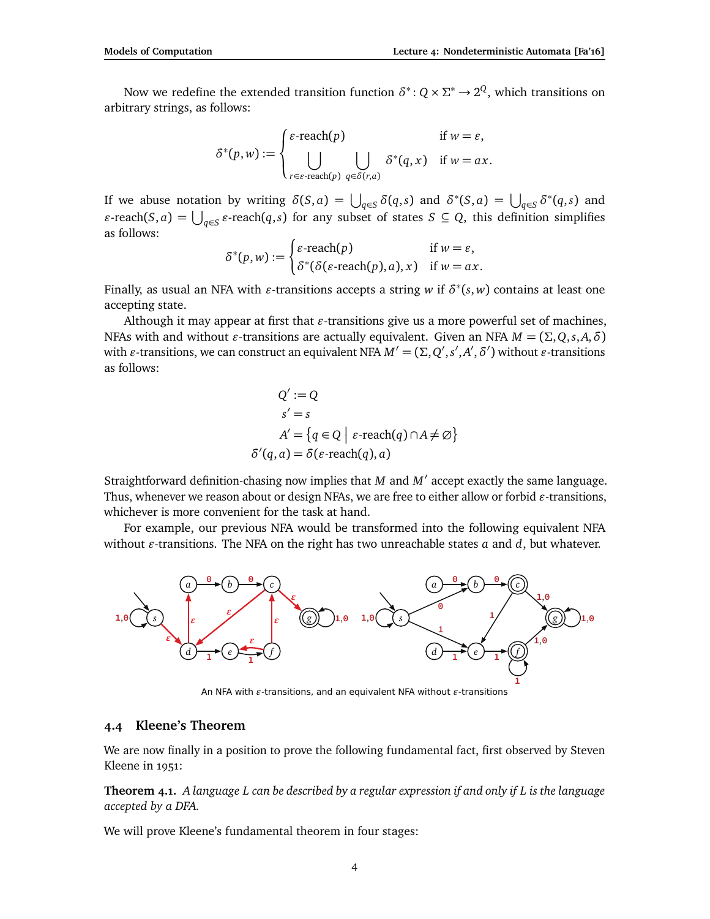Now we redefine the extended transition function $\delta^*: Q \times \Sigma^* \to 2^Q$, which transitions on arbitrary strings, as follows:

$$\delta^*(p, w) := \begin{cases} \varepsilon\text{-reach}(p) & \text{if } w = \varepsilon, \\ \displaystyle\bigcup_{r \in \varepsilon\text{-reach}(p)} \; \bigcup_{q \in \delta(r,a)} \delta^*(q, x) & \text{if } w = ax. \end{cases}$$

If we abuse notation by writing $\delta(S, a) = \bigcup_{q \in S} \delta(q, s)$ and $\delta^*(S, a) = \bigcup_{q \in S} \delta^*(q, s)$ and $\varepsilon\text{-reach}(S, a) = \bigcup_{q \in S} \varepsilon\text{-reach}(q, s)$ for any subset of states $S \subseteq Q$, this definition simplifies as follows:

$$\delta^*(p, w) := \begin{cases} \varepsilon\text{-reach}(p) & \text{if } w = \varepsilon, \\ \delta^*(\delta(\varepsilon\text{-reach}(p), a), x) & \text{if } w = ax. \end{cases}$$

Finally, as usual an NFA with $\varepsilon$-transitions accepts a string $w$ if $\delta^*(s, w)$ contains at least one accepting state.

Although it may appear at first that $\varepsilon$-transitions give us a more powerful set of machines, NFAs with and without $\varepsilon$-transitions are actually equivalent. Given an NFA $M = (\Sigma, Q, s, A, \delta)$ with $\varepsilon$-transitions, we can construct an equivalent NFA $M' = (\Sigma, Q', s', A', \delta')$ without $\varepsilon$-transitions as follows:

$$\begin{aligned} Q' &:= Q \\ s' &= s \\ A' &= \{ q \in Q \mid \varepsilon\text{-reach}(q) \cap A \neq \varnothing \} \\ \delta'(q, a) &= \delta(\varepsilon\text{-reach}(q), a) \end{aligned}$$

Straightforward definition-chasing now implies that $M$ and $M'$ accept exactly the same language. Thus, whenever we reason about or design NFAs, we are free to either allow or forbid $\varepsilon$-transitions, whichever is more convenient for the task at hand.

For example, our previous NFA would be transformed into the following equivalent NFA without $\varepsilon$-transitions. The NFA on the right has two unreachable states $a$ and $d$, but whatever.

An NFA with $\varepsilon$-transitions, and an equivalent NFA without $\varepsilon$-transitions

## 4.4 Kleene's Theorem

We are now finally in a position to prove the following fundamental fact, first observed by Steven Kleene in 1951:

**Theorem 4.1.** *A language $L$ can be described by a regular expression if and only if $L$ is the language accepted by a DFA.*

We will prove Kleene's fundamental theorem in four stages: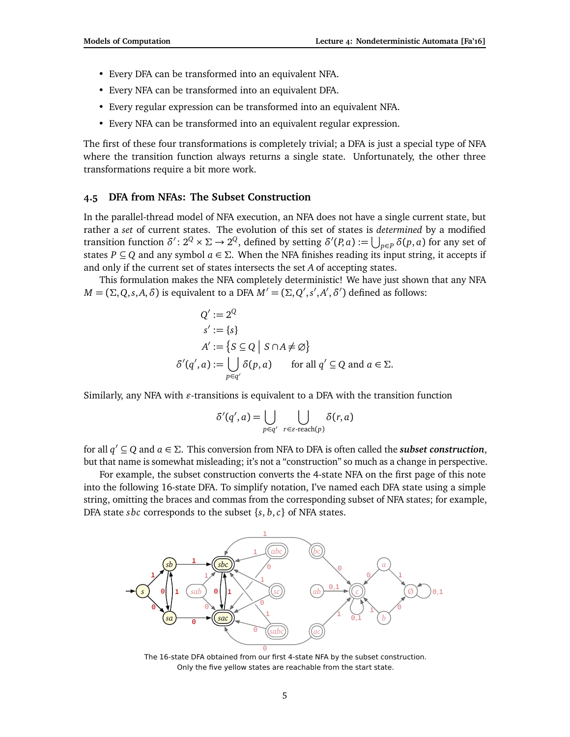- Every DFA can be transformed into an equivalent NFA.
- Every NFA can be transformed into an equivalent DFA.
- Every regular expression can be transformed into an equivalent NFA.
- Every NFA can be transformed into an equivalent regular expression.

The first of these four transformations is completely trivial; a DFA is just a special type of NFA where the transition function always returns a single state. Unfortunately, the other three transformations require a bit more work.

### 4.5 DFA from NFAs: The Subset Construction

In the parallel-thread model of NFA execution, an NFA does not have a single current state, but rather a *set* of current states. The evolution of this set of states is *determined* by a modified transition function $\delta' \colon 2^Q \times \Sigma \to 2^Q$, defined by setting $\delta'(P, a) := \bigcup_{p \in P} \delta(p, a)$ for any set of states $P \subseteq Q$ and any symbol $a \in \Sigma$. When the NFA finishes reading its input string, it accepts if and only if the current set of states intersects the set $A$ of accepting states.

This formulation makes the NFA completely deterministic! We have just shown that any NFA $M = (\Sigma, Q, s, A, \delta)$ is equivalent to a DFA $M' = (\Sigma, Q', s', A', \delta')$ defined as follows:

$$
\begin{aligned}
Q' &:= 2^Q \\
s' &:= \{s\} \\
A' &:= \left\{ S \subseteq Q \;\middle|\; S \cap A \neq \varnothing \right\} \\
\delta'(q', a) &:= \bigcup_{p \in q'} \delta(p, a) \qquad \text{for all } q' \subseteq Q \text{ and } a \in \Sigma.
\end{aligned}
$$

Similarly, any NFA with $\varepsilon$-transitions is equivalent to a DFA with the transition function

$$
\delta'(q', a) = \bigcup_{p \in q'} \; \bigcup_{r \in \varepsilon\text{-reach}(p)} \delta(r, a)
$$

for all $q' \subseteq Q$ and $a \in \Sigma$. This conversion from NFA to DFA is often called the ***subset construction***, but that name is somewhat misleading; it's not a "construction" so much as a change in perspective.

For example, the subset construction converts the 4-state NFA on the first page of this note into the following 16-state DFA. To simplify notation, I've named each DFA state using a simple string, omitting the braces and commas from the corresponding subset of NFA states; for example, DFA state $sbc$ corresponds to the subset $\{s, b, c\}$ of NFA states.

The 16-state DFA obtained from our first 4-state NFA by the subset construction.
Only the five yellow states are reachable from the start state.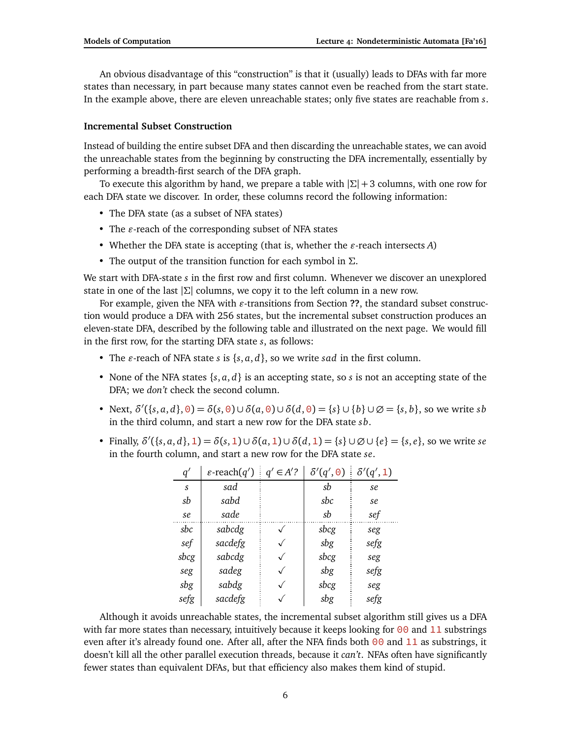An obvious disadvantage of this "construction" is that it (usually) leads to DFAs with far more states than necessary, in part because many states cannot even be reached from the start state. In the example above, there are eleven unreachable states; only five states are reachable from $s$.

### Incremental Subset Construction

Instead of building the entire subset DFA and then discarding the unreachable states, we can avoid the unreachable states from the beginning by constructing the DFA incrementally, essentially by performing a breadth-first search of the DFA graph.

To execute this algorithm by hand, we prepare a table with $|\Sigma| + 3$ columns, with one row for each DFA state we discover. In order, these columns record the following information:

- The DFA state (as a subset of NFA states)
- The $\varepsilon$-reach of the corresponding subset of NFA states
- Whether the DFA state is accepting (that is, whether the $\varepsilon$-reach intersects $A$)
- The output of the transition function for each symbol in $\Sigma$.

We start with DFA-state $s$ in the first row and first column. Whenever we discover an unexplored state in one of the last $|\Sigma|$ columns, we copy it to the left column in a new row.

For example, given the NFA with $\varepsilon$-transitions from Section **??**, the standard subset construction would produce a DFA with 256 states, but the incremental subset construction produces an eleven-state DFA, described by the following table and illustrated on the next page. We would fill in the first row, for the starting DFA state $s$, as follows:

- The $\varepsilon$-reach of NFA state $s$ is $\{s, a, d\}$, so we write $sad$ in the first column.
- None of the NFA states $\{s, a, d\}$ is an accepting state, so $s$ is not an accepting state of the DFA; we *don't* check the second column.
- Next, $\delta'(\{s, a, d\}, \mathtt{0}) = \delta(s, \mathtt{0}) \cup \delta(a, \mathtt{0}) \cup \delta(d, \mathtt{0}) = \{s\} \cup \{b\} \cup \varnothing = \{s, b\}$, so we write $sb$ in the third column, and start a new row for the DFA state $sb$.
- Finally, $\delta'(\{s, a, d\}, \mathtt{1}) = \delta(s, \mathtt{1}) \cup \delta(a, \mathtt{1}) \cup \delta(d, \mathtt{1}) = \{s\} \cup \varnothing \cup \{e\} = \{s, e\}$, so we write $se$ in the fourth column, and start a new row for the DFA state $se$.

| $q'$ | $\varepsilon$-reach$(q')$ | $q' \in A'$? | $\delta'(q', \mathtt{0})$ | $\delta'(q', \mathtt{1})$ |
|---|---|---|---|---|
| $s$ | $sad$ | | $sb$ | $se$ |
| $sb$ | $sabd$ | | $sbc$ | $se$ |
| $se$ | $sade$ | | $sb$ | $sef$ |
| $sbc$ | $sabcdg$ | ✓ | $sbcg$ | $seg$ |
| $sef$ | $sacdefg$ | ✓ | $sbg$ | $sefg$ |
| $sbcg$ | $sabcdg$ | ✓ | $sbcg$ | $seg$ |
| $seg$ | $sadeg$ | ✓ | $sbg$ | $sefg$ |
| $sbg$ | $sabdg$ | ✓ | $sbcg$ | $seg$ |
| $sefg$ | $sacdefg$ | ✓ | $sbg$ | $sefg$ |

Although it avoids unreachable states, the incremental subset algorithm still gives us a DFA with far more states than necessary, intuitively because it keeps looking for `00` and `11` substrings even after it's already found one. After all, after the NFA finds both `00` and `11` as substrings, it doesn't kill all the other parallel execution threads, because it *can't*. NFAs often have significantly fewer states than equivalent DFAs, but that efficiency also makes them kind of stupid.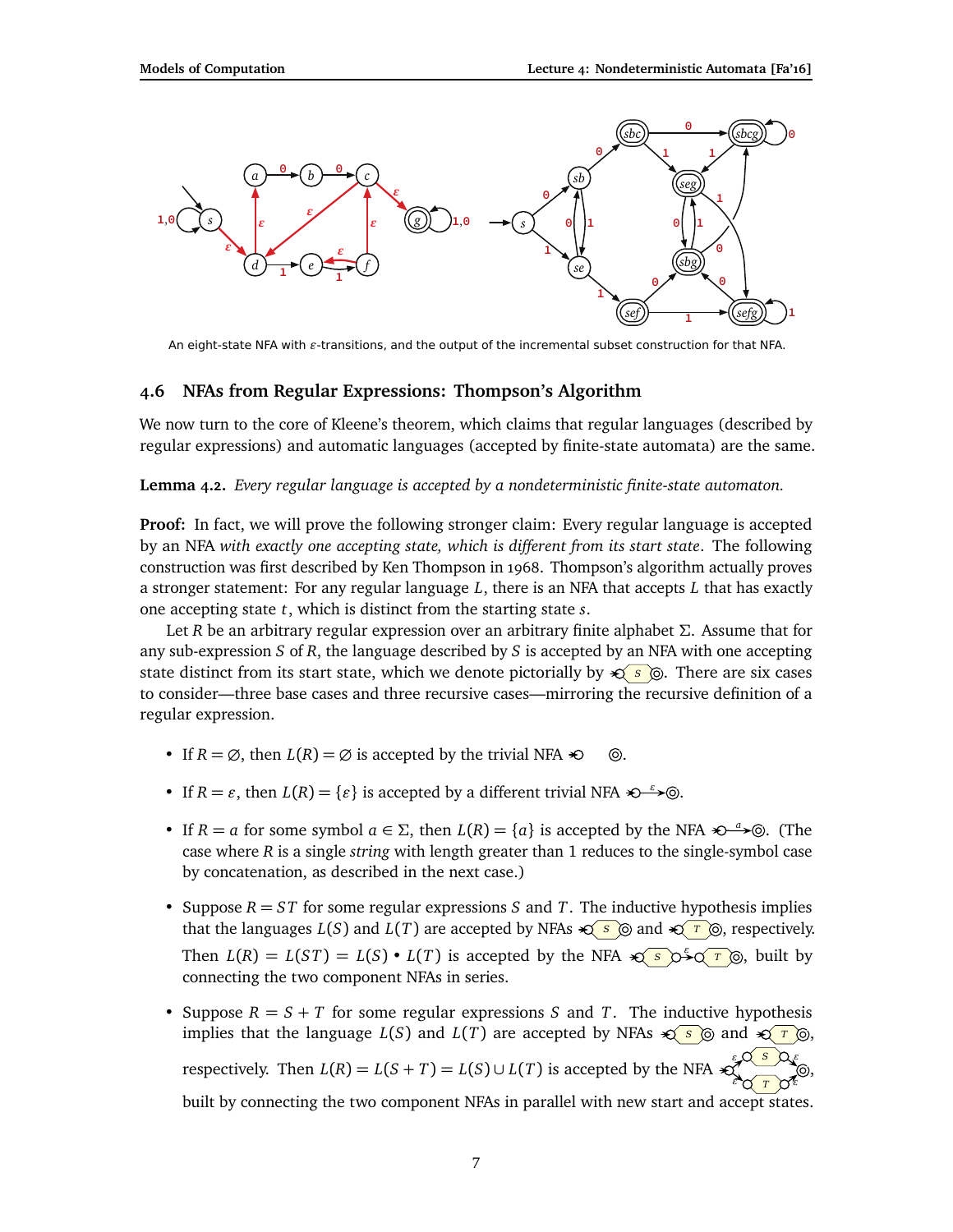An eight-state NFA with $\varepsilon$-transitions, and the output of the incremental subset construction for that NFA.

## 4.6 NFAs from Regular Expressions: Thompson's Algorithm

We now turn to the core of Kleene's theorem, which claims that regular languages (described by regular expressions) and automatic languages (accepted by finite-state automata) are the same.

**Lemma 4.2.** *Every regular language is accepted by a nondeterministic finite-state automaton.*

**Proof:** In fact, we will prove the following stronger claim: Every regular language is accepted by an NFA *with exactly one accepting state, which is different from its start state*. The following construction was first described by Ken Thompson in 1968. Thompson's algorithm actually proves a stronger statement: For any regular language $L$, there is an NFA that accepts $L$ that has exactly one accepting state $t$, which is distinct from the starting state $s$.

Let $R$ be an arbitrary regular expression over an arbitrary finite alphabet $\Sigma$. Assume that for any sub-expression $S$ of $R$, the language described by $S$ is accepted by an NFA with one accepting state distinct from its start state, which we denote pictorially by [NFA $S$]. There are six cases to consider—three base cases and three recursive cases—mirroring the recursive definition of a regular expression.

- If $R = \varnothing$, then $L(R) = \varnothing$ is accepted by the trivial NFA [start state, separate accept state, no transitions].
- If $R = \varepsilon$, then $L(R) = \{\varepsilon\}$ is accepted by a different trivial NFA [start $\xrightarrow{\varepsilon}$ accept].
- If $R = a$ for some symbol $a \in \Sigma$, then $L(R) = \{a\}$ is accepted by the NFA [start $\xrightarrow{a}$ accept]. (The case where $R$ is a single *string* with length greater than 1 reduces to the single-symbol case by concatenation, as described in the next case.)
- Suppose $R = ST$ for some regular expressions $S$ and $T$. The inductive hypothesis implies that the languages $L(S)$ and $L(T)$ are accepted by NFAs [NFA $S$] and [NFA $T$], respectively. Then $L(R) = L(ST) = L(S) \bullet L(T)$ is accepted by the NFA [NFA $S$ $\xrightarrow{\varepsilon}$ NFA $T$], built by connecting the two component NFAs in series.
- Suppose $R = S + T$ for some regular expressions $S$ and $T$. The inductive hypothesis implies that the language $L(S)$ and $L(T)$ are accepted by NFAs [NFA $S$] and [NFA $T$], respectively. Then $L(R) = L(S + T) = L(S) \cup L(T)$ is accepted by the NFA [new start state with $\varepsilon$-transitions to NFA $S$ and NFA $T$, whose accepting states have $\varepsilon$-transitions to a new accept state], built by connecting the two component NFAs in parallel with new start and accept states.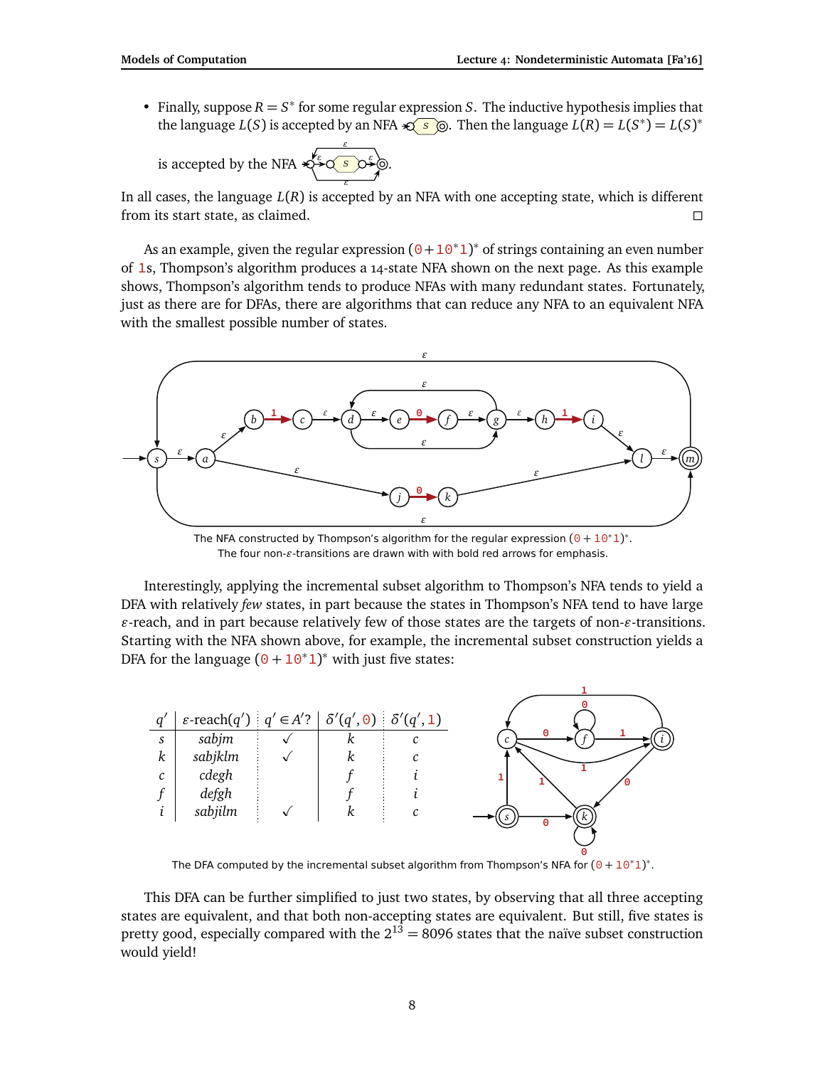- Finally, suppose $R = S^*$ for some regular expression $S$. The inductive hypothesis implies that the language $L(S)$ is accepted by an NFA. Then the language $L(R) = L(S^*) = L(S)^*$ is accepted by the NFA.

In all cases, the language $L(R)$ is accepted by an NFA with one accepting state, which is different from its start state, as claimed. □

As an example, given the regular expression $(0+10^*1)^*$ of strings containing an even number of 1s, Thompson's algorithm produces a 14-state NFA shown on the next page. As this example shows, Thompson's algorithm tends to produce NFAs with many redundant states. Fortunately, just as there are for DFAs, there are algorithms that can reduce any NFA to an equivalent NFA with the smallest possible number of states.

The NFA constructed by Thompson's algorithm for the regular expression $(0+10^*1)^*$.
The four non-$\varepsilon$-transitions are drawn with with bold red arrows for emphasis.

Interestingly, applying the incremental subset algorithm to Thompson's NFA tends to yield a DFA with relatively *few* states, in part because the states in Thompson's NFA tend to have large $\varepsilon$-reach, and in part because relatively few of those states are the targets of non-$\varepsilon$-transitions. Starting with the NFA shown above, for example, the incremental subset construction yields a DFA for the language $(0+10^*1)^*$ with just five states:

| $q'$ | $\varepsilon$-reach$(q')$ | $q' \in A'$? | $\delta'(q', 0)$ | $\delta'(q', 1)$ |
|---|---|---|---|---|
| $s$ | $sabjm$ | ✓ | $k$ | $c$ |
| $k$ | $sabjklm$ | ✓ | $k$ | $c$ |
| $c$ | $cdegh$ | | $f$ | $i$ |
| $f$ | $defgh$ | | $f$ | $i$ |
| $i$ | $sabjilm$ | ✓ | $k$ | $c$ |

The DFA computed by the incremental subset algorithm from Thompson's NFA for $(0+10^*1)^*$.

This DFA can be further simplified to just two states, by observing that all three accepting states are equivalent, and that both non-accepting states are equivalent. But still, five states is pretty good, especially compared with the $2^{13} = 8096$ states that the naïve subset construction would yield!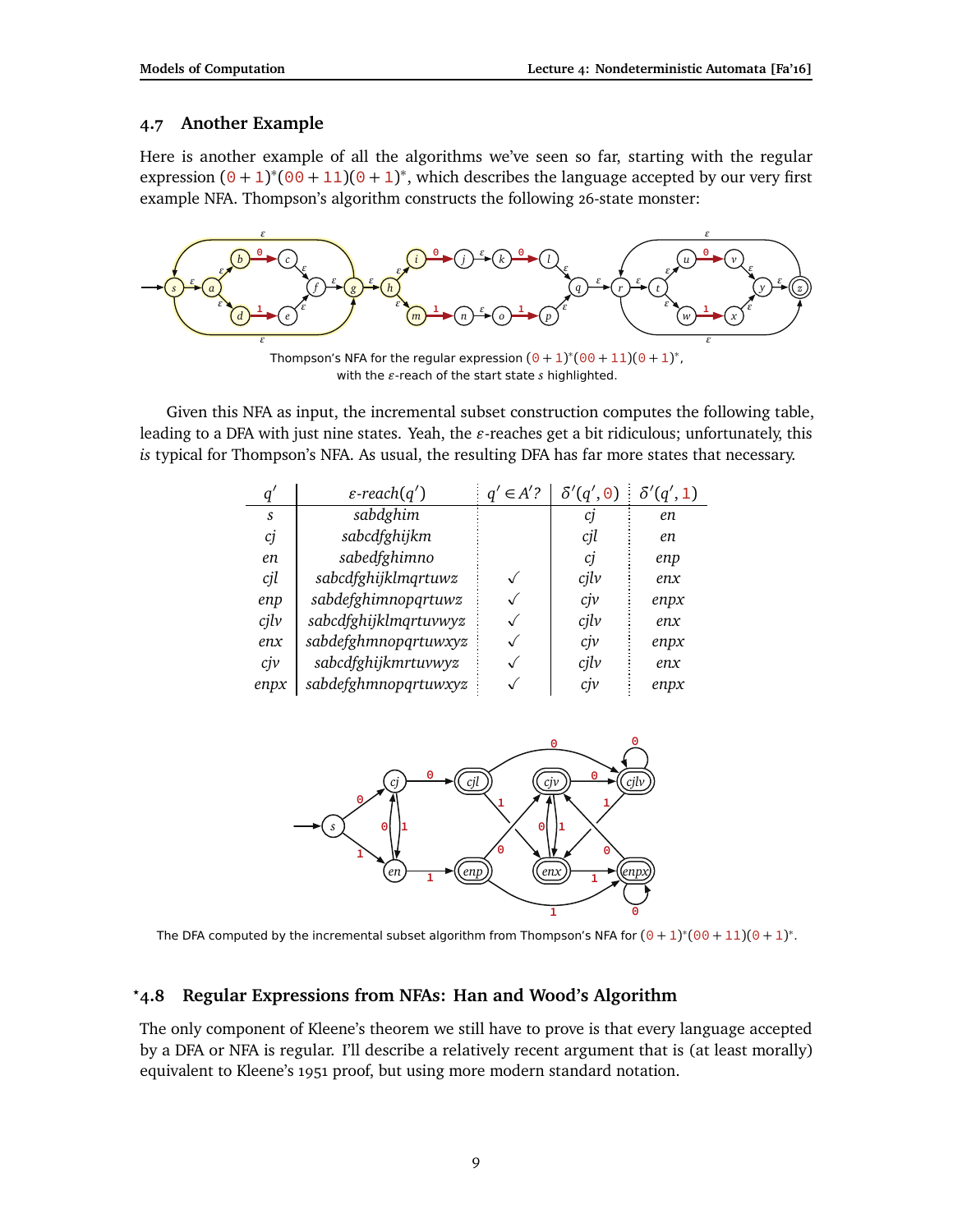## 4.7 Another Example

Here is another example of all the algorithms we've seen so far, starting with the regular expression $(0+1)^*(00+11)(0+1)^*$, which describes the language accepted by our very first example NFA. Thompson's algorithm constructs the following 26-state monster:

Thompson's NFA for the regular expression $(0+1)^*(00+11)(0+1)^*$, with the $\varepsilon$-reach of the start state $s$ highlighted.

Given this NFA as input, the incremental subset construction computes the following table, leading to a DFA with just nine states. Yeah, the $\varepsilon$-reaches get a bit ridiculous; unfortunately, this *is* typical for Thompson's NFA. As usual, the resulting DFA has far more states that necessary.

| $q'$ | $\varepsilon$-$reach(q')$ | $q' \in A'$? | $\delta'(q', 0)$ | $\delta'(q', 1)$ |
|---|---|---|---|---|
| *s* | *sabdghim* | | *cj* | *en* |
| *cj* | *sabcdfghijkm* | | *cjl* | *en* |
| *en* | *sabedfghimno* | | *cj* | *enp* |
| *cjl* | *sabcdfghijklmqrtuwz* | ✓ | *cjlv* | *enx* |
| *enp* | *sabdefghimnopqrtuwz* | ✓ | *cjv* | *enpx* |
| *cjlv* | *sabcdfghijklmqrtuvwyz* | ✓ | *cjlv* | *enx* |
| *enx* | *sabdefghmnopqrtuwxyz* | ✓ | *cjv* | *enpx* |
| *cjv* | *sabcdfghijkmrtuvwyz* | ✓ | *cjlv* | *enx* |
| *enpx* | *sabdefghmnopqrtuwxyz* | ✓ | *cjv* | *enpx* |

The DFA computed by the incremental subset algorithm from Thompson's NFA for $(0+1)^*(00+11)(0+1)^*$.

## *4.8 Regular Expressions from NFAs: Han and Wood's Algorithm

The only component of Kleene's theorem we still have to prove is that every language accepted by a DFA or NFA is regular. I'll describe a relatively recent argument that is (at least morally) equivalent to Kleene's 1951 proof, but using more modern standard notation.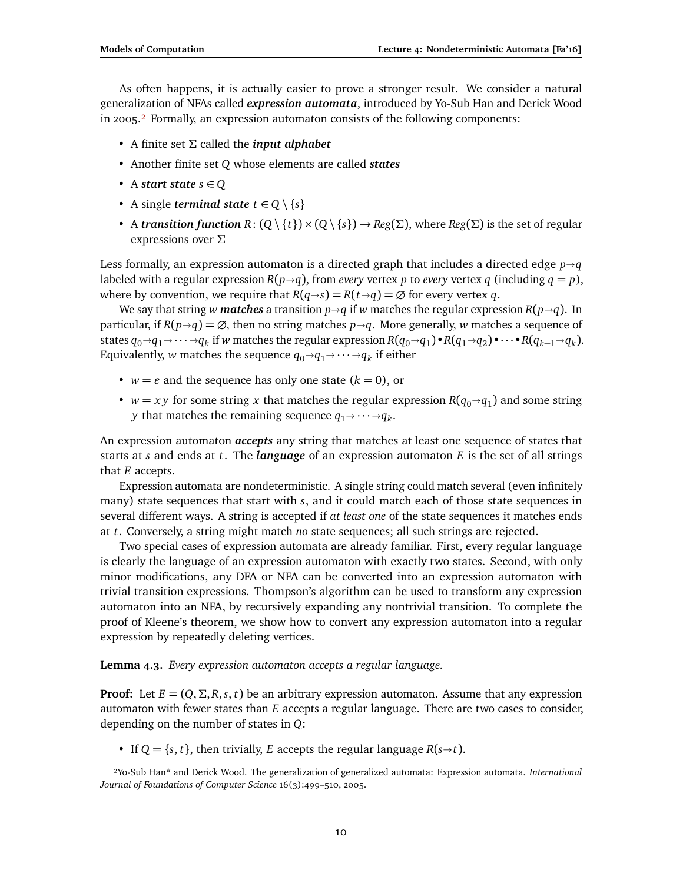As often happens, it is actually easier to prove a stronger result. We consider a natural generalization of NFAs called ***expression automata***, introduced by Yo-Sub Han and Derick Wood in 2005.[2] Formally, an expression automaton consists of the following components:

- A finite set $\Sigma$ called the ***input alphabet***
- Another finite set $Q$ whose elements are called ***states***
- A ***start state*** $s \in Q$
- A single ***terminal state*** $t \in Q \setminus \{s\}$
- A ***transition function*** $R\colon (Q \setminus \{t\}) \times (Q \setminus \{s\}) \to \mathit{Reg}(\Sigma)$, where $\mathit{Reg}(\Sigma)$ is the set of regular expressions over $\Sigma$

Less formally, an expression automaton is a directed graph that includes a directed edge $p \to q$ labeled with a regular expression $R(p \to q)$, from *every* vertex $p$ to *every* vertex $q$ (including $q = p$), where by convention, we require that $R(q \to s) = R(t \to q) = \varnothing$ for every vertex $q$.

We say that string $w$ ***matches*** a transition $p \to q$ if $w$ matches the regular expression $R(p \to q)$. In particular, if $R(p \to q) = \varnothing$, then no string matches $p \to q$. More generally, $w$ matches a sequence of states $q_0 \to q_1 \to \cdots \to q_k$ if $w$ matches the regular expression $R(q_0 \to q_1) \bullet R(q_1 \to q_2) \bullet \cdots \bullet R(q_{k-1} \to q_k)$. Equivalently, $w$ matches the sequence $q_0 \to q_1 \to \cdots \to q_k$ if either

- $w = \varepsilon$ and the sequence has only one state ($k = 0$), or
- $w = xy$ for some string $x$ that matches the regular expression $R(q_0 \to q_1)$ and some string $y$ that matches the remaining sequence $q_1 \to \cdots \to q_k$.

An expression automaton ***accepts*** any string that matches at least one sequence of states that starts at $s$ and ends at $t$. The ***language*** of an expression automaton $E$ is the set of all strings that $E$ accepts.

Expression automata are nondeterministic. A single string could match several (even infinitely many) state sequences that start with $s$, and it could match each of those state sequences in several different ways. A string is accepted if *at least one* of the state sequences it matches ends at $t$. Conversely, a string might match *no* state sequences; all such strings are rejected.

Two special cases of expression automata are already familiar. First, every regular language is clearly the language of an expression automaton with exactly two states. Second, with only minor modifications, any DFA or NFA can be converted into an expression automaton with trivial transition expressions. Thompson's algorithm can be used to transform any expression automaton into an NFA, by recursively expanding any nontrivial transition. To complete the proof of Kleene's theorem, we show how to convert any expression automaton into a regular expression by repeatedly deleting vertices.

**Lemma 4.3.** *Every expression automaton accepts a regular language.*

**Proof:** Let $E = (Q, \Sigma, R, s, t)$ be an arbitrary expression automaton. Assume that any expression automaton with fewer states than $E$ accepts a regular language. There are two cases to consider, depending on the number of states in $Q$:

- If $Q = \{s, t\}$, then trivially, $E$ accepts the regular language $R(s \to t)$.

[2] Yo-Sub Han* and Derick Wood. The generalization of generalized automata: Expression automata. *International Journal of Foundations of Computer Science* 16(3):499–510, 2005.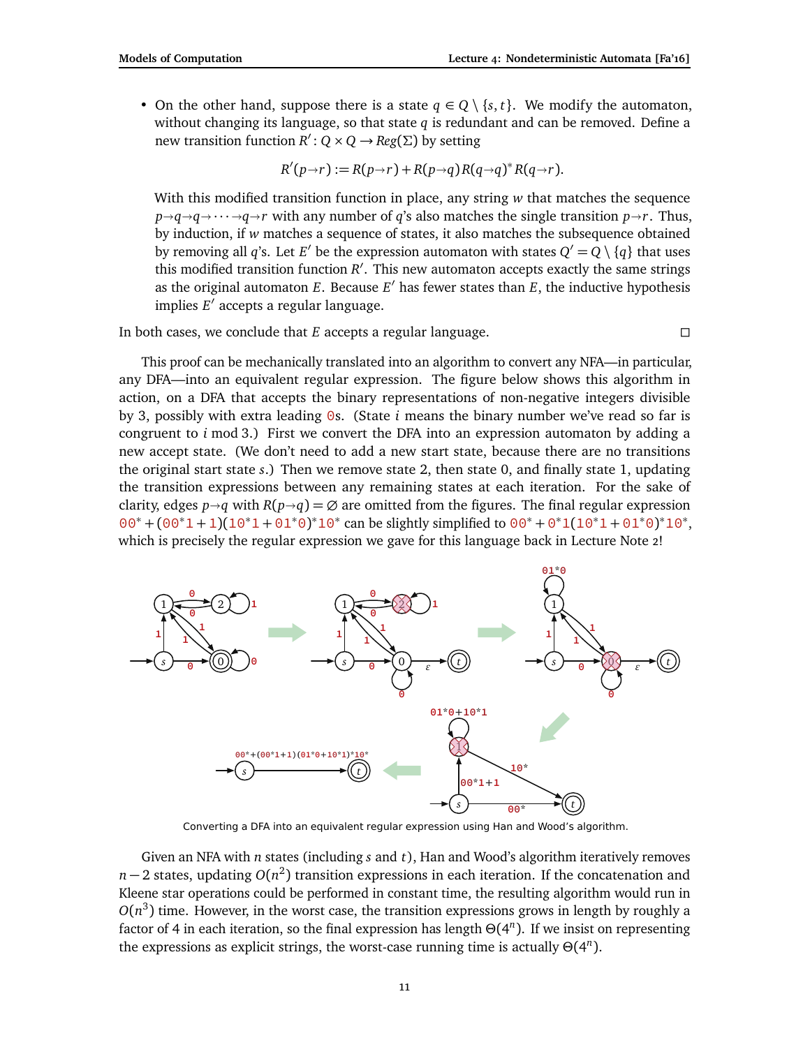- On the other hand, suppose there is a state $q \in Q \setminus \{s, t\}$. We modify the automaton, without changing its language, so that state $q$ is redundant and can be removed. Define a new transition function $R' \colon Q \times Q \to Reg(\Sigma)$ by setting

  $$R'(p \to r) := R(p \to r) + R(p \to q)R(q \to q)^* R(q \to r).$$

  With this modified transition function in place, any string $w$ that matches the sequence $p \to q \to q \to \cdots \to q \to r$ with any number of $q$'s also matches the single transition $p \to r$. Thus, by induction, if $w$ matches a sequence of states, it also matches the subsequence obtained by removing all $q$'s. Let $E'$ be the expression automaton with states $Q' = Q \setminus \{q\}$ that uses this modified transition function $R'$. This new automaton accepts exactly the same strings as the original automaton $E$. Because $E'$ has fewer states than $E$, the inductive hypothesis implies $E'$ accepts a regular language.

In both cases, we conclude that $E$ accepts a regular language. □

This proof can be mechanically translated into an algorithm to convert any NFA—in particular, any DFA—into an equivalent regular expression. The figure below shows this algorithm in action, on a DFA that accepts the binary representations of non-negative integers divisible by 3, possibly with extra leading 0s. (State $i$ means the binary number we've read so far is congruent to $i$ mod 3.) First we convert the DFA into an expression automaton by adding a new accept state. (We don't need to add a new start state, because there are no transitions the original start state $s$.) Then we remove state 2, then state 0, and finally state 1, updating the transition expressions between any remaining states at each iteration. For the sake of clarity, edges $p \to q$ with $R(p \to q) = \varnothing$ are omitted from the figures. The final regular expression $00^* + (00^*1 + 1)(10^*1 + 01^*0)^*10^*$ can be slightly simplified to $00^* + 0^*1(10^*1 + 01^*0)^*10^*$, which is precisely the regular expression we gave for this language back in Lecture Note 2!

Converting a DFA into an equivalent regular expression using Han and Wood's algorithm.

Given an NFA with $n$ states (including $s$ and $t$), Han and Wood's algorithm iteratively removes $n - 2$ states, updating $O(n^2)$ transition expressions in each iteration. If the concatenation and Kleene star operations could be performed in constant time, the resulting algorithm would run in $O(n^3)$ time. However, in the worst case, the transition expressions grows in length by roughly a factor of 4 in each iteration, so the final expression has length $\Theta(4^n)$. If we insist on representing the expressions as explicit strings, the worst-case running time is actually $\Theta(4^n)$.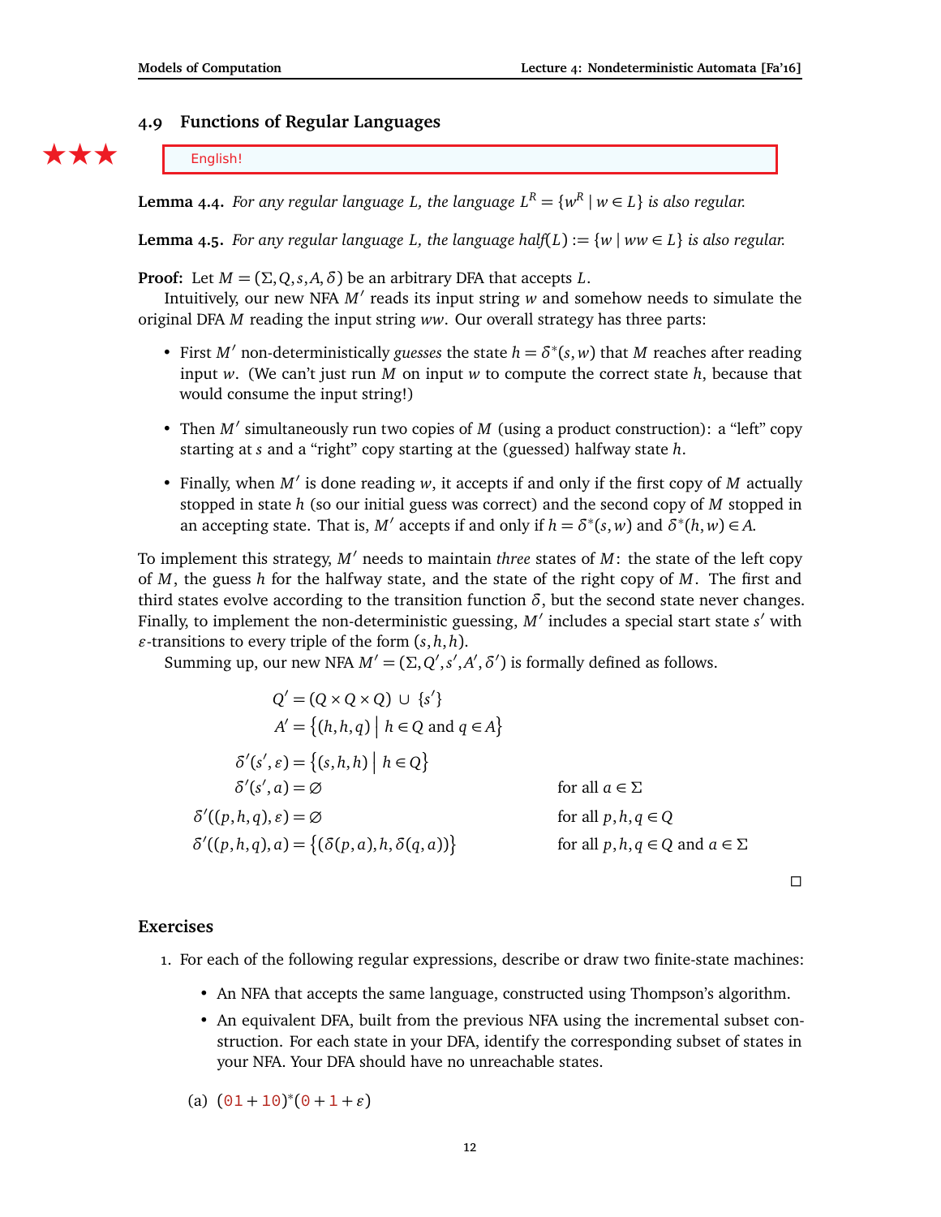## 4.9 Functions of Regular Languages

★★★ English!

**Lemma 4.4.** *For any regular language $L$, the language $L^R = \{w^R \mid w \in L\}$ is also regular.*

**Lemma 4.5.** *For any regular language $L$, the language half$(L) := \{w \mid ww \in L\}$ is also regular.*

**Proof:** Let $M = (\Sigma, Q, s, A, \delta)$ be an arbitrary DFA that accepts $L$.

Intuitively, our new NFA $M'$ reads its input string $w$ and somehow needs to simulate the original DFA $M$ reading the input string $ww$. Our overall strategy has three parts:

- First $M'$ non-deterministically *guesses* the state $h = \delta^*(s, w)$ that $M$ reaches after reading input $w$. (We can't just run $M$ on input $w$ to compute the correct state $h$, because that would consume the input string!)
- Then $M'$ simultaneously run two copies of $M$ (using a product construction): a "left" copy starting at $s$ and a "right" copy starting at the (guessed) halfway state $h$.
- Finally, when $M'$ is done reading $w$, it accepts if and only if the first copy of $M$ actually stopped in state $h$ (so our initial guess was correct) and the second copy of $M$ stopped in an accepting state. That is, $M'$ accepts if and only if $h = \delta^*(s, w)$ and $\delta^*(h, w) \in A$.

To implement this strategy, $M'$ needs to maintain *three* states of $M$: the state of the left copy of $M$, the guess $h$ for the halfway state, and the state of the right copy of $M$. The first and third states evolve according to the transition function $\delta$, but the second state never changes. Finally, to implement the non-deterministic guessing, $M'$ includes a special start state $s'$ with $\varepsilon$-transitions to every triple of the form $(s, h, h)$.

Summing up, our new NFA $M' = (\Sigma, Q', s', A', \delta')$ is formally defined as follows.

$$Q' = (Q \times Q \times Q) \cup \{s'\}$$

$$A' = \big\{(h, h, q) \;\big|\; h \in Q \text{ and } q \in A\big\}$$

$$\delta'(s', \varepsilon) = \big\{(s, h, h) \;\big|\; h \in Q\big\}$$

$$\delta'(s', a) = \varnothing \qquad \text{for all } a \in \Sigma$$

$$\delta'((p, h, q), \varepsilon) = \varnothing \qquad \text{for all } p, h, q \in Q$$

$$\delta'((p, h, q), a) = \big\{(\delta(p, a), h, \delta(q, a))\big\} \qquad \text{for all } p, h, q \in Q \text{ and } a \in \Sigma$$

□

### Exercises

1. For each of the following regular expressions, describe or draw two finite-state machines:
   - An NFA that accepts the same language, constructed using Thompson's algorithm.
   - An equivalent DFA, built from the previous NFA using the incremental subset construction. For each state in your DFA, identify the corresponding subset of states in your NFA. Your DFA should have no unreachable states.

   (a) $(01 + 10)^*(0 + 1 + \varepsilon)$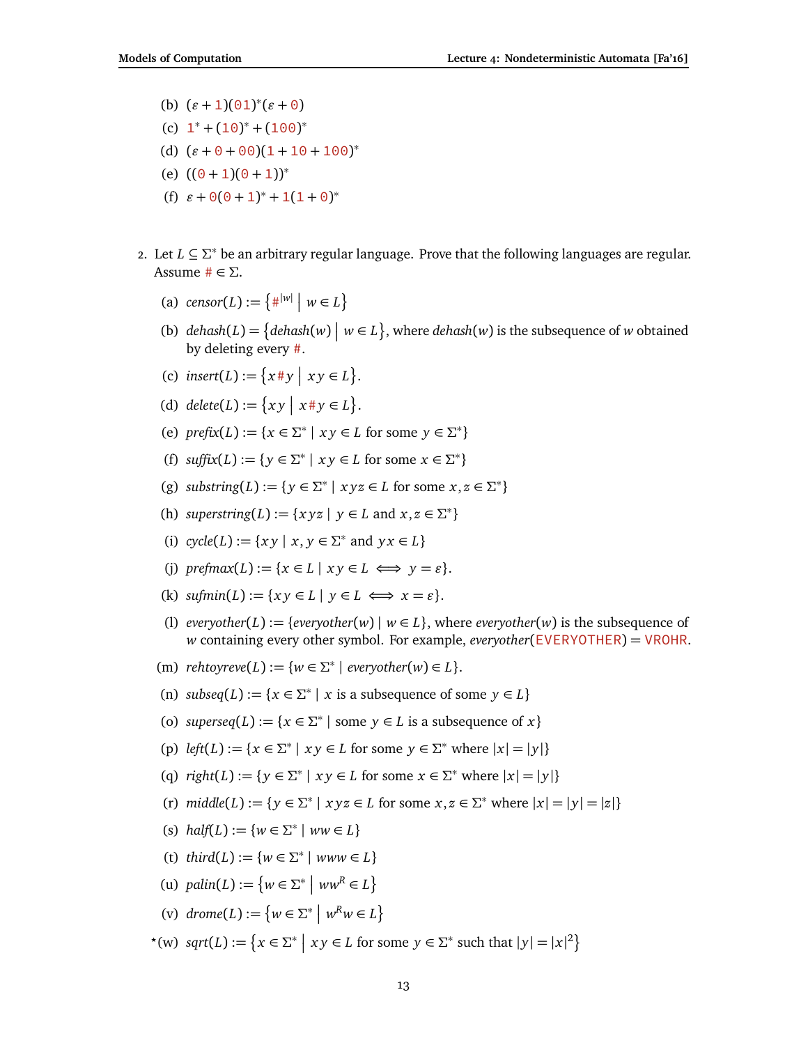(b) $(\varepsilon + 1)(01)^*(\varepsilon + 0)$

(c) $1^* + (10)^* + (100)^*$

(d) $(\varepsilon + 0 + 00)(1 + 10 + 100)^*$

(e) $((0 + 1)(0 + 1))^*$

(f) $\varepsilon + 0(0 + 1)^* + 1(1 + 0)^*$

2. Let $L \subseteq \Sigma^*$ be an arbitrary regular language. Prove that the following languages are regular. Assume $\# \in \Sigma$.

   (a) $\mathit{censor}(L) := \left\{ \#^{|w|} \mid w \in L \right\}$

   (b) $\mathit{dehash}(L) = \left\{ \mathit{dehash}(w) \mid w \in L \right\}$, where $\mathit{dehash}(w)$ is the subsequence of $w$ obtained by deleting every #.

   (c) $\mathit{insert}(L) := \left\{ x\#y \mid xy \in L \right\}$.

   (d) $\mathit{delete}(L) := \left\{ xy \mid x\#y \in L \right\}$.

   (e) $\mathit{prefix}(L) := \{x \in \Sigma^* \mid xy \in L \text{ for some } y \in \Sigma^*\}$

   (f) $\mathit{suffix}(L) := \{y \in \Sigma^* \mid xy \in L \text{ for some } x \in \Sigma^*\}$

   (g) $\mathit{substring}(L) := \{y \in \Sigma^* \mid xyz \in L \text{ for some } x, z \in \Sigma^*\}$

   (h) $\mathit{superstring}(L) := \{xyz \mid y \in L \text{ and } x, z \in \Sigma^*\}$

   (i) $\mathit{cycle}(L) := \{xy \mid x, y \in \Sigma^* \text{ and } yx \in L\}$

   (j) $\mathit{prefmax}(L) := \{x \in L \mid xy \in L \iff y = \varepsilon\}$.

   (k) $\mathit{sufmin}(L) := \{xy \in L \mid y \in L \iff x = \varepsilon\}$.

   (l) $\mathit{everyother}(L) := \{\mathit{everyother}(w) \mid w \in L\}$, where $\mathit{everyother}(w)$ is the subsequence of $w$ containing every other symbol. For example, $\mathit{everyother}(\texttt{EVERYOTHER}) = \texttt{VROHR}$.

   (m) $\mathit{rehtoyreve}(L) := \{w \in \Sigma^* \mid \mathit{everyother}(w) \in L\}$.

   (n) $\mathit{subseq}(L) := \{x \in \Sigma^* \mid x \text{ is a subsequence of some } y \in L\}$

   (o) $\mathit{superseq}(L) := \{x \in \Sigma^* \mid \text{some } y \in L \text{ is a subsequence of } x\}$

   (p) $\mathit{left}(L) := \{x \in \Sigma^* \mid xy \in L \text{ for some } y \in \Sigma^* \text{ where } |x| = |y|\}$

   (q) $\mathit{right}(L) := \{y \in \Sigma^* \mid xy \in L \text{ for some } x \in \Sigma^* \text{ where } |x| = |y|\}$

   (r) $\mathit{middle}(L) := \{y \in \Sigma^* \mid xyz \in L \text{ for some } x, z \in \Sigma^* \text{ where } |x| = |y| = |z|\}$

   (s) $\mathit{half}(L) := \{w \in \Sigma^* \mid ww \in L\}$

   (t) $\mathit{third}(L) := \{w \in \Sigma^* \mid www \in L\}$

   (u) $\mathit{palin}(L) := \left\{ w \in \Sigma^* \mid ww^R \in L \right\}$

   (v) $\mathit{drome}(L) := \left\{ w \in \Sigma^* \mid w^R w \in L \right\}$

   *(w) $\mathit{sqrt}(L) := \left\{ x \in \Sigma^* \mid xy \in L \text{ for some } y \in \Sigma^* \text{ such that } |y| = |x|^2 \right\}$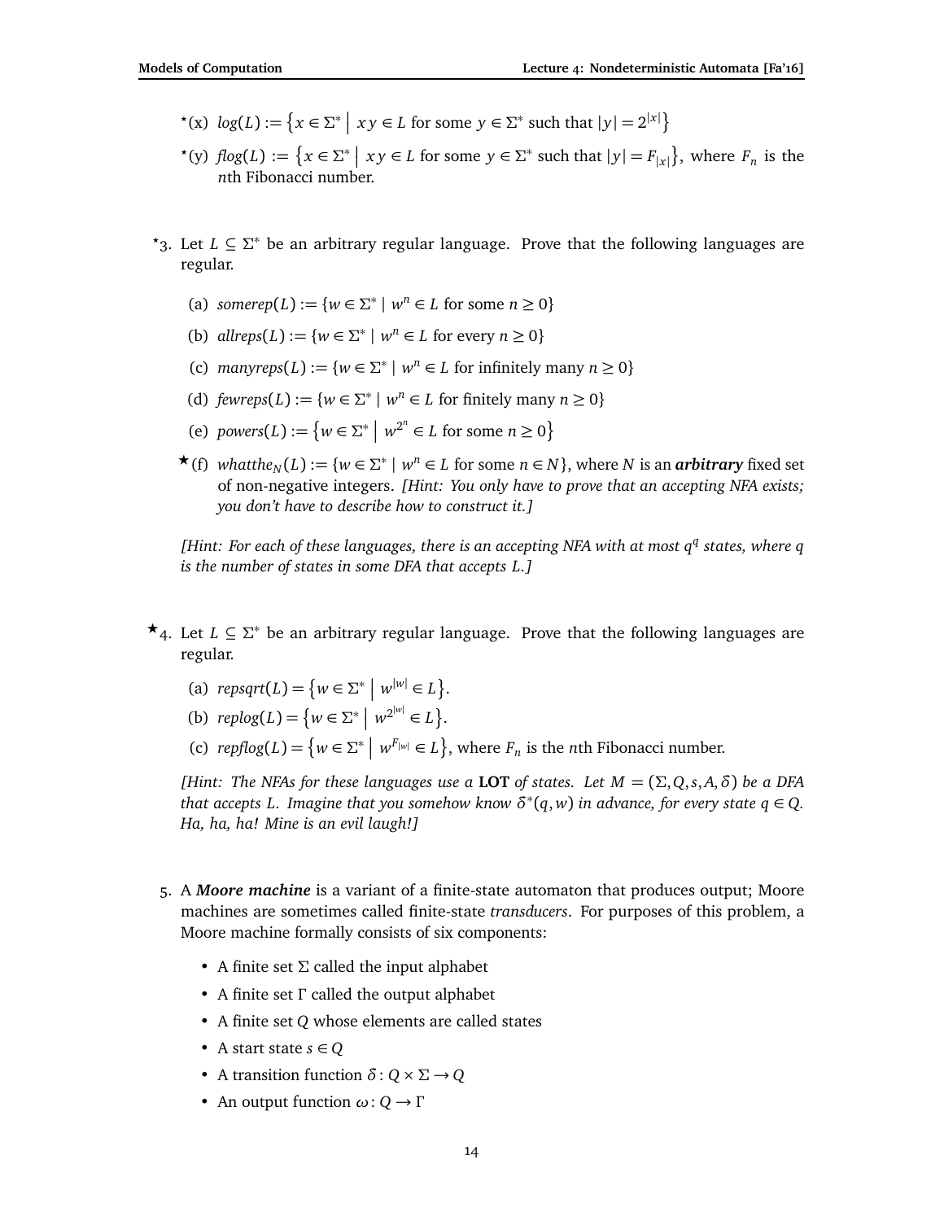- ⋆(x) $log(L) := \{x \in \Sigma^* \mid xy \in L \text{ for some } y \in \Sigma^* \text{ such that } |y| = 2^{|x|}\}$
- ⋆(y) $flog(L) := \{x \in \Sigma^* \mid xy \in L \text{ for some } y \in \Sigma^* \text{ such that } |y| = F_{|x|}\}$, where $F_n$ is the $n$th Fibonacci number.

⋆3. Let $L \subseteq \Sigma^*$ be an arbitrary regular language. Prove that the following languages are regular.

(a) $somerep(L) := \{w \in \Sigma^* \mid w^n \in L \text{ for some } n \geq 0\}$

(b) $allreps(L) := \{w \in \Sigma^* \mid w^n \in L \text{ for every } n \geq 0\}$

(c) $manyreps(L) := \{w \in \Sigma^* \mid w^n \in L \text{ for infinitely many } n \geq 0\}$

(d) $fewreps(L) := \{w \in \Sigma^* \mid w^n \in L \text{ for finitely many } n \geq 0\}$

(e) $powers(L) := \{w \in \Sigma^* \mid w^{2^n} \in L \text{ for some } n \geq 0\}$

★(f) $whatthe_N(L) := \{w \in \Sigma^* \mid w^n \in L \text{ for some } n \in N\}$, where $N$ is an ***arbitrary*** fixed set of non-negative integers. *[Hint: You only have to prove that an accepting NFA exists; you don't have to describe how to construct it.]*

*[Hint: For each of these languages, there is an accepting NFA with at most $q^q$ states, where $q$ is the number of states in some DFA that accepts $L$.]*

★4. Let $L \subseteq \Sigma^*$ be an arbitrary regular language. Prove that the following languages are regular.

(a) $repsqrt(L) = \{w \in \Sigma^* \mid w^{|w|} \in L\}$.

(b) $replog(L) = \{w \in \Sigma^* \mid w^{2^{|w|}} \in L\}$.

(c) $repflog(L) = \{w \in \Sigma^* \mid w^{F_{|w|}} \in L\}$, where $F_n$ is the $n$th Fibonacci number.

*[Hint: The NFAs for these languages use a **LOT** of states. Let $M = (\Sigma, Q, s, A, \delta)$ be a DFA that accepts $L$. Imagine that you somehow know $\delta^*(q, w)$ in advance, for every state $q \in Q$. Ha, ha, ha! Mine is an evil laugh!]*

5. A ***Moore machine*** is a variant of a finite-state automaton that produces output; Moore machines are sometimes called finite-state *transducers*. For purposes of this problem, a Moore machine formally consists of six components:

- A finite set $\Sigma$ called the input alphabet
- A finite set $\Gamma$ called the output alphabet
- A finite set $Q$ whose elements are called states
- A start state $s \in Q$
- A transition function $\delta : Q \times \Sigma \to Q$
- An output function $\omega : Q \to \Gamma$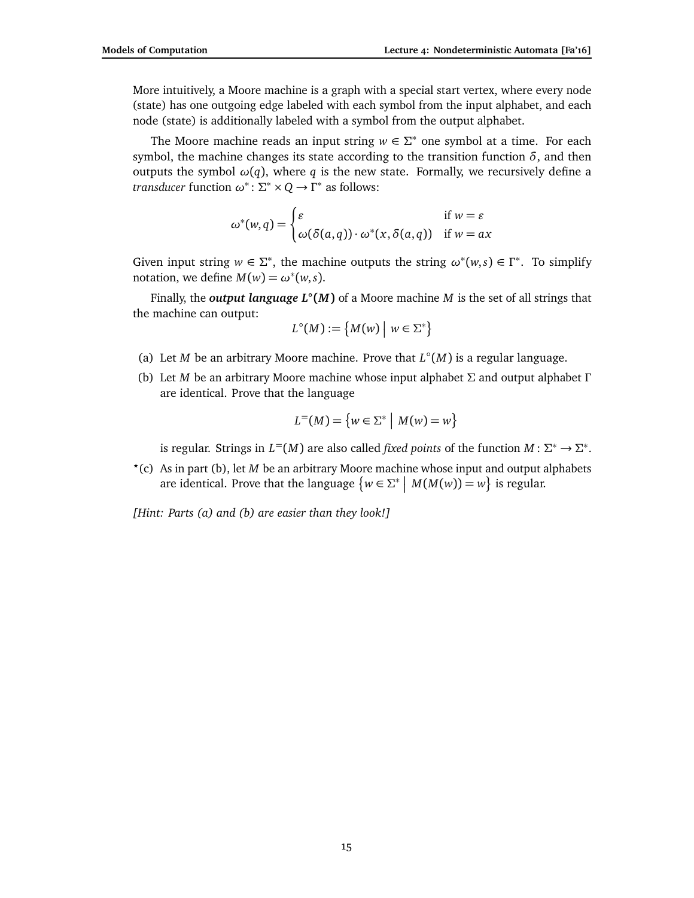More intuitively, a Moore machine is a graph with a special start vertex, where every node (state) has one outgoing edge labeled with each symbol from the input alphabet, and each node (state) is additionally labeled with a symbol from the output alphabet.

The Moore machine reads an input string $w \in \Sigma^*$ one symbol at a time. For each symbol, the machine changes its state according to the transition function $\delta$, and then outputs the symbol $\omega(q)$, where $q$ is the new state. Formally, we recursively define a *transducer* function $\omega^* \colon \Sigma^* \times Q \to \Gamma^*$ as follows:

$$\omega^*(w,q) = \begin{cases} \varepsilon & \text{if } w = \varepsilon \\ \omega(\delta(a,q)) \cdot \omega^*(x, \delta(a,q)) & \text{if } w = ax \end{cases}$$

Given input string $w \in \Sigma^*$, the machine outputs the string $\omega^*(w,s) \in \Gamma^*$. To simplify notation, we define $M(w) = \omega^*(w,s)$.

Finally, the ***output language*** $\boldsymbol{L^\circ(M)}$ of a Moore machine $M$ is the set of all strings that the machine can output:

$$L^\circ(M) := \{ M(w) \mid w \in \Sigma^* \}$$

(a) Let $M$ be an arbitrary Moore machine. Prove that $L^\circ(M)$ is a regular language.

(b) Let $M$ be an arbitrary Moore machine whose input alphabet $\Sigma$ and output alphabet $\Gamma$ are identical. Prove that the language

$$L^=(M) = \{ w \in \Sigma^* \mid M(w) = w \}$$

is regular. Strings in $L^=(M)$ are also called *fixed points* of the function $M \colon \Sigma^* \to \Sigma^*$.

*(c) As in part (b), let $M$ be an arbitrary Moore machine whose input and output alphabets are identical. Prove that the language $\{ w \in \Sigma^* \mid M(M(w)) = w \}$ is regular.

*[Hint: Parts (a) and (b) are easier than they look!]*